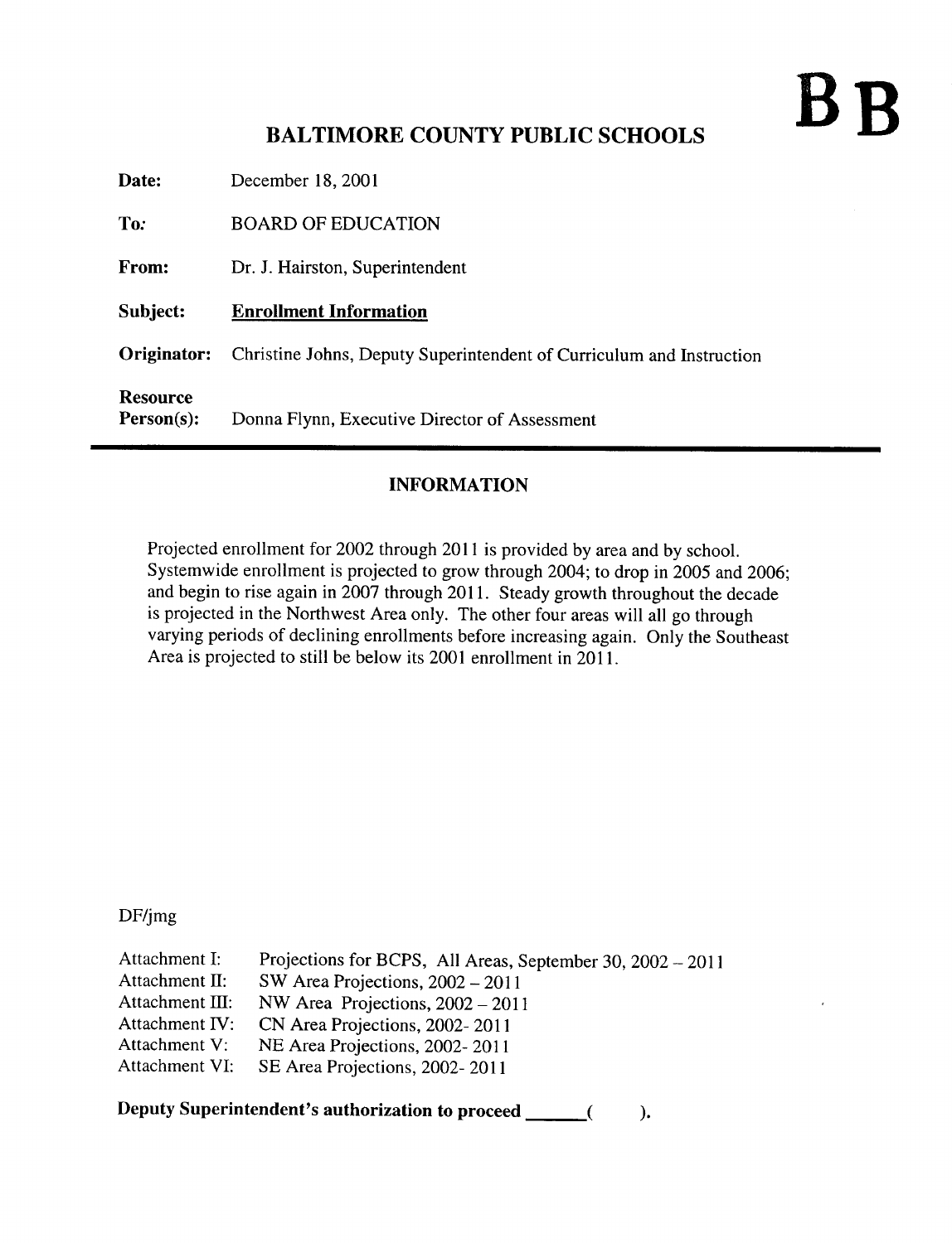**BB**

# BALTIMORE COUNTY PUBLIC SCHOOLS

| | |
|---|---|
| **Date:** | December 18, 2001 |
| **To:** | BOARD OF EDUCATION |
| **From:** | Dr. J. Hairston, Superintendent |
| **Subject:** | **Enrollment Information** |
| **Originator:** | Christine Johns, Deputy Superintendent of Curriculum and Instruction |
| **Resource Person(s):** | Donna Flynn, Executive Director of Assessment |

## INFORMATION

Projected enrollment for 2002 through 2011 is provided by area and by school. Systemwide enrollment is projected to grow through 2004; to drop in 2005 and 2006; and begin to rise again in 2007 through 2011. Steady growth throughout the decade is projected in the Northwest Area only. The other four areas will all go through varying periods of declining enrollments before increasing again. Only the Southeast Area is projected to still be below its 2001 enrollment in 2011.

DF/jmg

| | |
|---|---|
| Attachment I: | Projections for BCPS, All Areas, September 30, 2002 – 2011 |
| Attachment II: | SW Area Projections, 2002 – 2011 |
| Attachment III: | NW Area Projections, 2002 – 2011 |
| Attachment IV: | CN Area Projections, 2002- 2011 |
| Attachment V: | NE Area Projections, 2002- 2011 |
| Attachment VI: | SE Area Projections, 2002- 2011 |

**Deputy Superintendent's authorization to proceed \_\_\_\_\_\_( ).**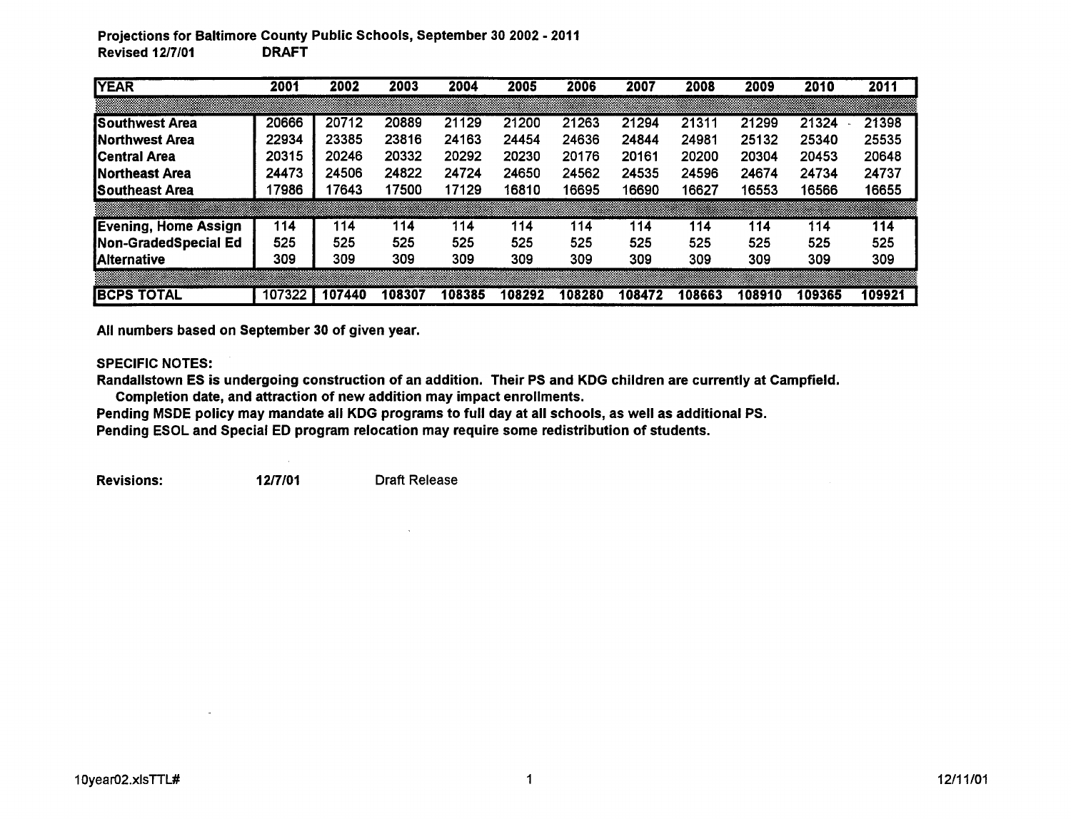**Projections for Baltimore County Public Schools, September 30 2002 - 2011**
**Revised 12/7/01 DRAFT**

| YEAR | 2001 | 2002 | 2003 | 2004 | 2005 | 2006 | 2007 | 2008 | 2009 | 2010 | 2011 |
|---|---|---|---|---|---|---|---|---|---|---|---|
| Southwest Area | 20666 | 20712 | 20889 | 21129 | 21200 | 21263 | 21294 | 21311 | 21299 | 21324 | 21398 |
| Northwest Area | 22934 | 23385 | 23816 | 24163 | 24454 | 24636 | 24844 | 24981 | 25132 | 25340 | 25535 |
| Central Area | 20315 | 20246 | 20332 | 20292 | 20230 | 20176 | 20161 | 20200 | 20304 | 20453 | 20648 |
| Northeast Area | 24473 | 24506 | 24822 | 24724 | 24650 | 24562 | 24535 | 24596 | 24674 | 24734 | 24737 |
| Southeast Area | 17986 | 17643 | 17500 | 17129 | 16810 | 16695 | 16690 | 16627 | 16553 | 16566 | 16655 |
| Evening, Home Assign | 114 | 114 | 114 | 114 | 114 | 114 | 114 | 114 | 114 | 114 | 114 |
| Non-GradedSpecial Ed | 525 | 525 | 525 | 525 | 525 | 525 | 525 | 525 | 525 | 525 | 525 |
| Alternative | 309 | 309 | 309 | 309 | 309 | 309 | 309 | 309 | 309 | 309 | 309 |
| **BCPS TOTAL** | **107322** | **107440** | **108307** | **108385** | **108292** | **108280** | **108472** | **108663** | **108910** | **109365** | **109921** |

**All numbers based on September 30 of given year.**

**SPECIFIC NOTES:**

**Randallstown ES is undergoing construction of an addition. Their PS and KDG children are currently at Campfield. Completion date, and attraction of new addition may impact enrollments.**

**Pending MSDE policy may mandate all KDG programs to full day at all schools, as well as additional PS.**

**Pending ESOL and Special ED program relocation may require some redistribution of students.**

**Revisions:** **12/7/01** Draft Release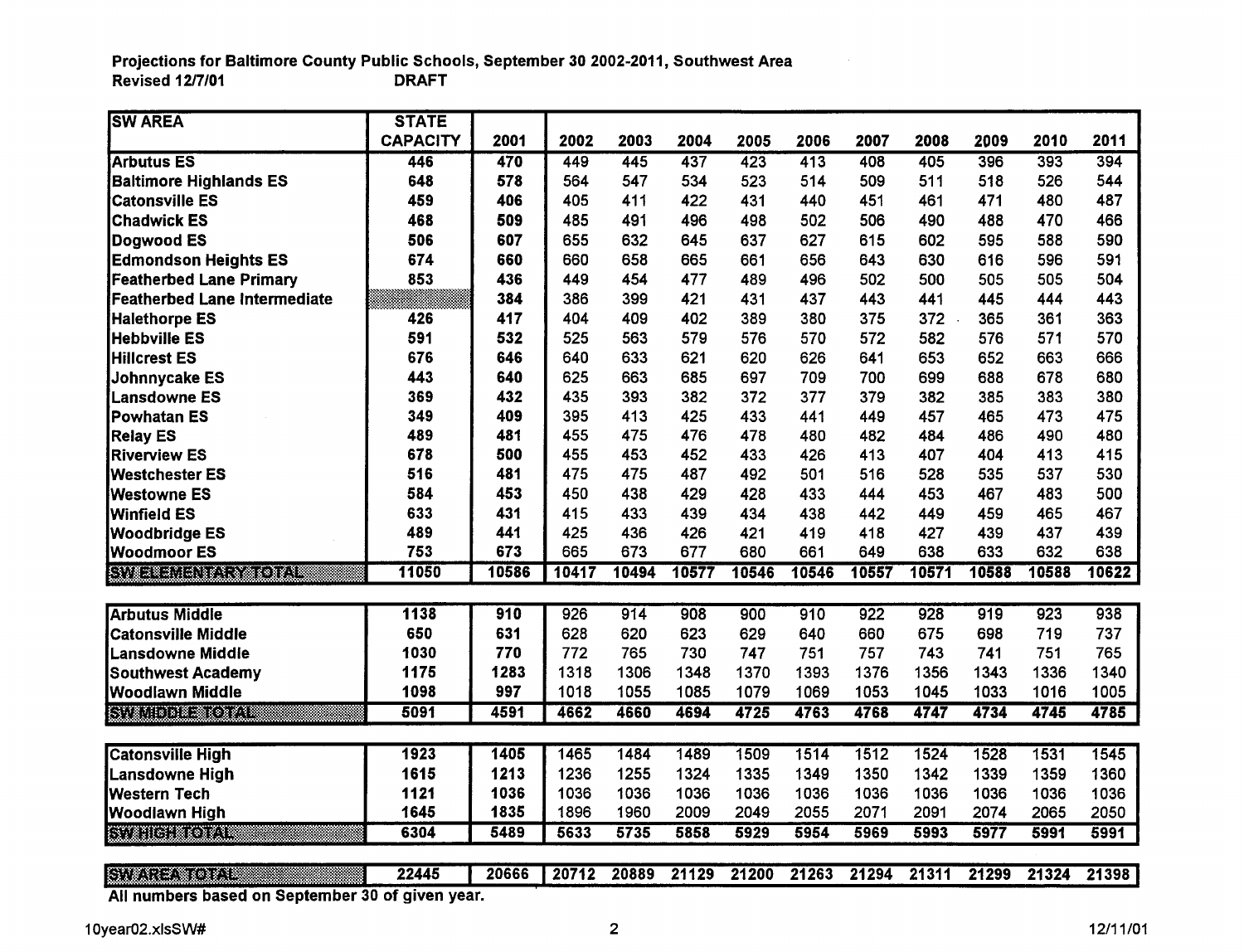**Projections for Baltimore County Public Schools, September 30 2002-2011, Southwest Area**
**Revised 12/7/01** **DRAFT**

| SW AREA | STATE CAPACITY | 2001 | 2002 | 2003 | 2004 | 2005 | 2006 | 2007 | 2008 | 2009 | 2010 | 2011 |
|---|---|---|---|---|---|---|---|---|---|---|---|---|
| Arbutus ES | 446 | 470 | 449 | 445 | 437 | 423 | 413 | 408 | 405 | 396 | 393 | 394 |
| Baltimore Highlands ES | 648 | 578 | 564 | 547 | 534 | 523 | 514 | 509 | 511 | 518 | 526 | 544 |
| Catonsville ES | 459 | 406 | 405 | 411 | 422 | 431 | 440 | 451 | 461 | 471 | 480 | 487 |
| Chadwick ES | 468 | 509 | 485 | 491 | 496 | 498 | 502 | 506 | 490 | 488 | 470 | 466 |
| Dogwood ES | 506 | 607 | 655 | 632 | 645 | 637 | 627 | 615 | 602 | 595 | 588 | 590 |
| Edmondson Heights ES | 674 | 660 | 660 | 658 | 665 | 661 | 656 | 643 | 630 | 616 | 596 | 591 |
| Featherbed Lane Primary | 853 | 436 | 449 | 454 | 477 | 489 | 496 | 502 | 500 | 505 | 505 | 504 |
| Featherbed Lane Intermediate | | 384 | 386 | 399 | 421 | 431 | 437 | 443 | 441 | 445 | 444 | 443 |
| Halethorpe ES | 426 | 417 | 404 | 409 | 402 | 389 | 380 | 375 | 372 | 365 | 361 | 363 |
| Hebbville ES | 591 | 532 | 525 | 563 | 579 | 576 | 570 | 572 | 582 | 576 | 571 | 570 |
| Hillcrest ES | 676 | 646 | 640 | 633 | 621 | 620 | 626 | 641 | 653 | 652 | 663 | 666 |
| Johnnycake ES | 443 | 640 | 625 | 663 | 685 | 697 | 709 | 700 | 699 | 688 | 678 | 680 |
| Lansdowne ES | 369 | 432 | 435 | 393 | 382 | 372 | 377 | 379 | 382 | 385 | 383 | 380 |
| Powhatan ES | 349 | 409 | 395 | 413 | 425 | 433 | 441 | 449 | 457 | 465 | 473 | 475 |
| Relay ES | 489 | 481 | 455 | 475 | 476 | 478 | 480 | 482 | 484 | 486 | 490 | 480 |
| Riverview ES | 678 | 500 | 455 | 453 | 452 | 433 | 426 | 413 | 407 | 404 | 413 | 415 |
| Westchester ES | 516 | 481 | 475 | 475 | 487 | 492 | 501 | 516 | 528 | 535 | 537 | 530 |
| Westowne ES | 584 | 453 | 450 | 438 | 429 | 428 | 433 | 444 | 453 | 467 | 483 | 500 |
| Winfield ES | 633 | 431 | 415 | 433 | 439 | 434 | 438 | 442 | 449 | 459 | 465 | 467 |
| Woodbridge ES | 489 | 441 | 425 | 436 | 426 | 421 | 419 | 418 | 427 | 439 | 437 | 439 |
| Woodmoor ES | 753 | 673 | 665 | 673 | 677 | 680 | 661 | 649 | 638 | 633 | 632 | 638 |
| **SW ELEMENTARY TOTAL** | **11050** | **10586** | **10417** | **10494** | **10577** | **10546** | **10546** | **10557** | **10571** | **10588** | **10588** | **10622** |
| | | | | | | | | | | | | |
| Arbutus Middle | 1138 | 910 | 926 | 914 | 908 | 900 | 910 | 922 | 928 | 919 | 923 | 938 |
| Catonsville Middle | 650 | 631 | 628 | 620 | 623 | 629 | 640 | 660 | 675 | 698 | 719 | 737 |
| Lansdowne Middle | 1030 | 770 | 772 | 765 | 730 | 747 | 751 | 757 | 743 | 741 | 751 | 765 |
| Southwest Academy | 1175 | 1283 | 1318 | 1306 | 1348 | 1370 | 1393 | 1376 | 1356 | 1343 | 1336 | 1340 |
| Woodlawn Middle | 1098 | 997 | 1018 | 1055 | 1085 | 1079 | 1069 | 1053 | 1045 | 1033 | 1016 | 1005 |
| **SW MIDDLE TOTAL** | **5091** | **4591** | **4662** | **4660** | **4694** | **4725** | **4763** | **4768** | **4747** | **4734** | **4745** | **4785** |
| | | | | | | | | | | | | |
| Catonsville High | 1923 | 1405 | 1465 | 1484 | 1489 | 1509 | 1514 | 1512 | 1524 | 1528 | 1531 | 1545 |
| Lansdowne High | 1615 | 1213 | 1236 | 1255 | 1324 | 1335 | 1349 | 1350 | 1342 | 1339 | 1359 | 1360 |
| Western Tech | 1121 | 1036 | 1036 | 1036 | 1036 | 1036 | 1036 | 1036 | 1036 | 1036 | 1036 | 1036 |
| Woodlawn High | 1645 | 1835 | 1896 | 1960 | 2009 | 2049 | 2055 | 2071 | 2091 | 2074 | 2065 | 2050 |
| **SW HIGH TOTAL** | **6304** | **5489** | **5633** | **5735** | **5858** | **5929** | **5954** | **5969** | **5993** | **5977** | **5991** | **5991** |
| | | | | | | | | | | | | |
| **SW AREA TOTAL** | **22445** | **20666** | **20712** | **20889** | **21129** | **21200** | **21263** | **21294** | **21311** | **21299** | **21324** | **21398** |

**All numbers based on September 30 of given year.**

10year02.xlsSW# 12/11/01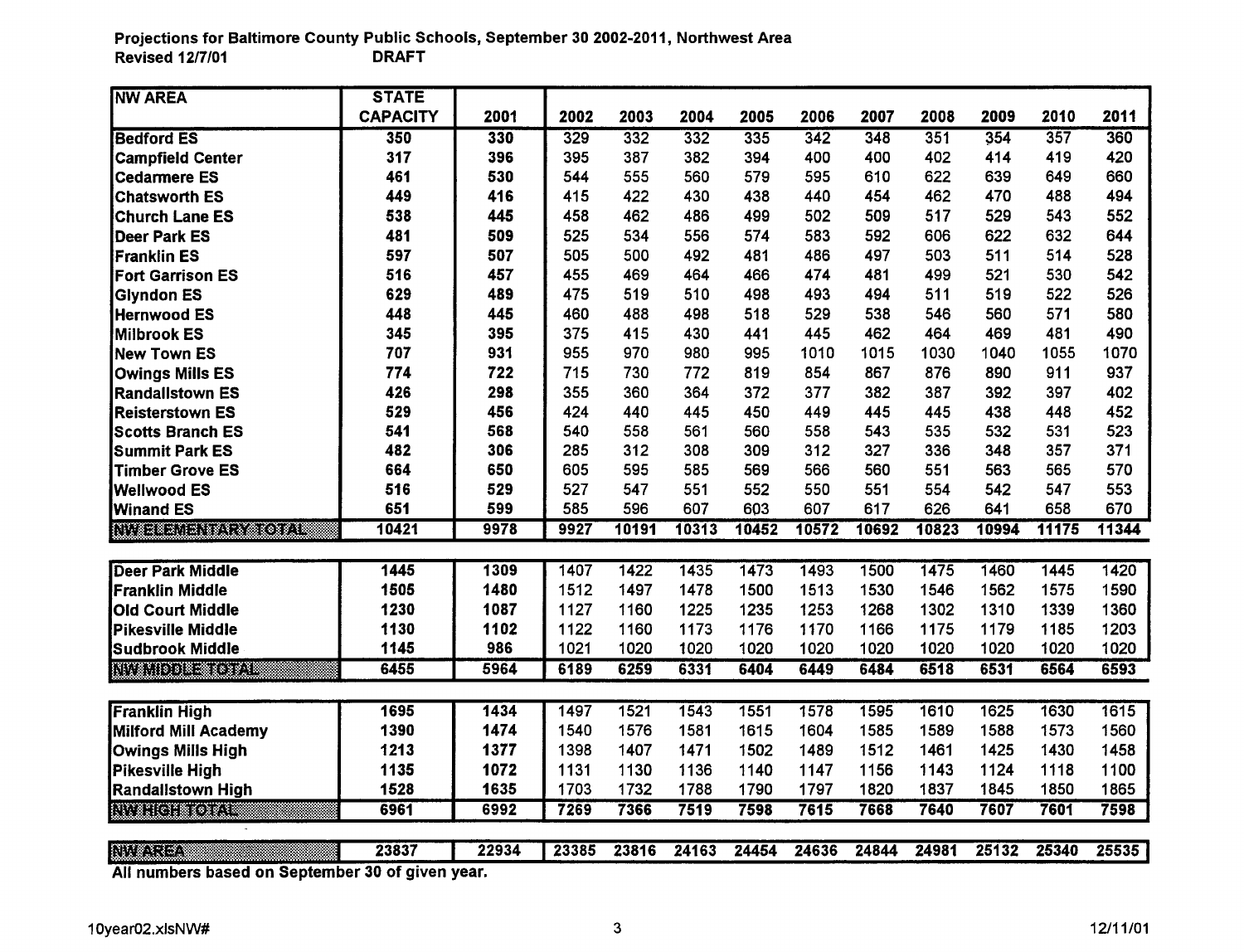**Projections for Baltimore County Public Schools, September 30 2002-2011, Northwest Area**
**Revised 12/7/01 DRAFT**

| NW AREA | STATE CAPACITY | 2001 | 2002 | 2003 | 2004 | 2005 | 2006 | 2007 | 2008 | 2009 | 2010 | 2011 |
|---|---|---|---|---|---|---|---|---|---|---|---|---|
| Bedford ES | 350 | 330 | 329 | 332 | 332 | 335 | 342 | 348 | 351 | 354 | 357 | 360 |
| Campfield Center | 317 | 396 | 395 | 387 | 382 | 394 | 400 | 400 | 402 | 414 | 419 | 420 |
| Cedarmere ES | 461 | 530 | 544 | 555 | 560 | 579 | 595 | 610 | 622 | 639 | 649 | 660 |
| Chatsworth ES | 449 | 416 | 415 | 422 | 430 | 438 | 440 | 454 | 462 | 470 | 488 | 494 |
| Church Lane ES | 538 | 445 | 458 | 462 | 486 | 499 | 502 | 509 | 517 | 529 | 543 | 552 |
| Deer Park ES | 481 | 509 | 525 | 534 | 556 | 574 | 583 | 592 | 606 | 622 | 632 | 644 |
| Franklin ES | 597 | 507 | 505 | 500 | 492 | 481 | 486 | 497 | 503 | 511 | 514 | 528 |
| Fort Garrison ES | 516 | 457 | 455 | 469 | 464 | 466 | 474 | 481 | 499 | 521 | 530 | 542 |
| Glyndon ES | 629 | 489 | 475 | 519 | 510 | 498 | 493 | 494 | 511 | 519 | 522 | 526 |
| Hernwood ES | 448 | 445 | 460 | 488 | 498 | 518 | 529 | 538 | 546 | 560 | 571 | 580 |
| Milbrook ES | 345 | 395 | 375 | 415 | 430 | 441 | 445 | 462 | 464 | 469 | 481 | 490 |
| New Town ES | 707 | 931 | 955 | 970 | 980 | 995 | 1010 | 1015 | 1030 | 1040 | 1055 | 1070 |
| Owings Mills ES | 774 | 722 | 715 | 730 | 772 | 819 | 854 | 867 | 876 | 890 | 911 | 937 |
| Randallstown ES | 426 | 298 | 355 | 360 | 364 | 372 | 377 | 382 | 387 | 392 | 397 | 402 |
| Reisterstown ES | 529 | 456 | 424 | 440 | 445 | 450 | 449 | 445 | 445 | 438 | 448 | 452 |
| Scotts Branch ES | 541 | 568 | 540 | 558 | 561 | 560 | 558 | 543 | 535 | 532 | 531 | 523 |
| Summit Park ES | 482 | 306 | 285 | 312 | 308 | 309 | 312 | 327 | 336 | 348 | 357 | 371 |
| Timber Grove ES | 664 | 650 | 605 | 595 | 585 | 569 | 566 | 560 | 551 | 563 | 565 | 570 |
| Wellwood ES | 516 | 529 | 527 | 547 | 551 | 552 | 550 | 551 | 554 | 542 | 547 | 553 |
| Winand ES | 651 | 599 | 585 | 596 | 607 | 603 | 607 | 617 | 626 | 641 | 658 | 670 |
| NW ELEMENTARY TOTAL | 10421 | 9978 | 9927 | 10191 | 10313 | 10452 | 10572 | 10692 | 10823 | 10994 | 11175 | 11344 |
| | | | | | | | | | | | | |
| Deer Park Middle | 1445 | 1309 | 1407 | 1422 | 1435 | 1473 | 1493 | 1500 | 1475 | 1460 | 1445 | 1420 |
| Franklin Middle | 1505 | 1480 | 1512 | 1497 | 1478 | 1500 | 1513 | 1530 | 1546 | 1562 | 1575 | 1590 |
| Old Court Middle | 1230 | 1087 | 1127 | 1160 | 1225 | 1235 | 1253 | 1268 | 1302 | 1310 | 1339 | 1360 |
| Pikesville Middle | 1130 | 1102 | 1122 | 1160 | 1173 | 1176 | 1170 | 1166 | 1175 | 1179 | 1185 | 1203 |
| Sudbrook Middle | 1145 | 986 | 1021 | 1020 | 1020 | 1020 | 1020 | 1020 | 1020 | 1020 | 1020 | 1020 |
| NW MIDDLE TOTAL | 6455 | 5964 | 6189 | 6259 | 6331 | 6404 | 6449 | 6484 | 6518 | 6531 | 6564 | 6593 |
| | | | | | | | | | | | | |
| Franklin High | 1695 | 1434 | 1497 | 1521 | 1543 | 1551 | 1578 | 1595 | 1610 | 1625 | 1630 | 1615 |
| Milford Mill Academy | 1390 | 1474 | 1540 | 1576 | 1581 | 1615 | 1604 | 1585 | 1589 | 1588 | 1573 | 1560 |
| Owings Mills High | 1213 | 1377 | 1398 | 1407 | 1471 | 1502 | 1489 | 1512 | 1461 | 1425 | 1430 | 1458 |
| Pikesville High | 1135 | 1072 | 1131 | 1130 | 1136 | 1140 | 1147 | 1156 | 1143 | 1124 | 1118 | 1100 |
| Randallstown High | 1528 | 1635 | 1703 | 1732 | 1788 | 1790 | 1797 | 1820 | 1837 | 1845 | 1850 | 1865 |
| NW HIGH TOTAL | 6961 | 6992 | 7269 | 7366 | 7519 | 7598 | 7615 | 7668 | 7640 | 7607 | 7601 | 7598 |
| | | | | | | | | | | | | |
| NW AREA | 23837 | 22934 | 23385 | 23816 | 24163 | 24454 | 24636 | 24844 | 24981 | 25132 | 25340 | 25535 |

**All numbers based on September 30 of given year.**

10year02.xlsNW# 12/11/01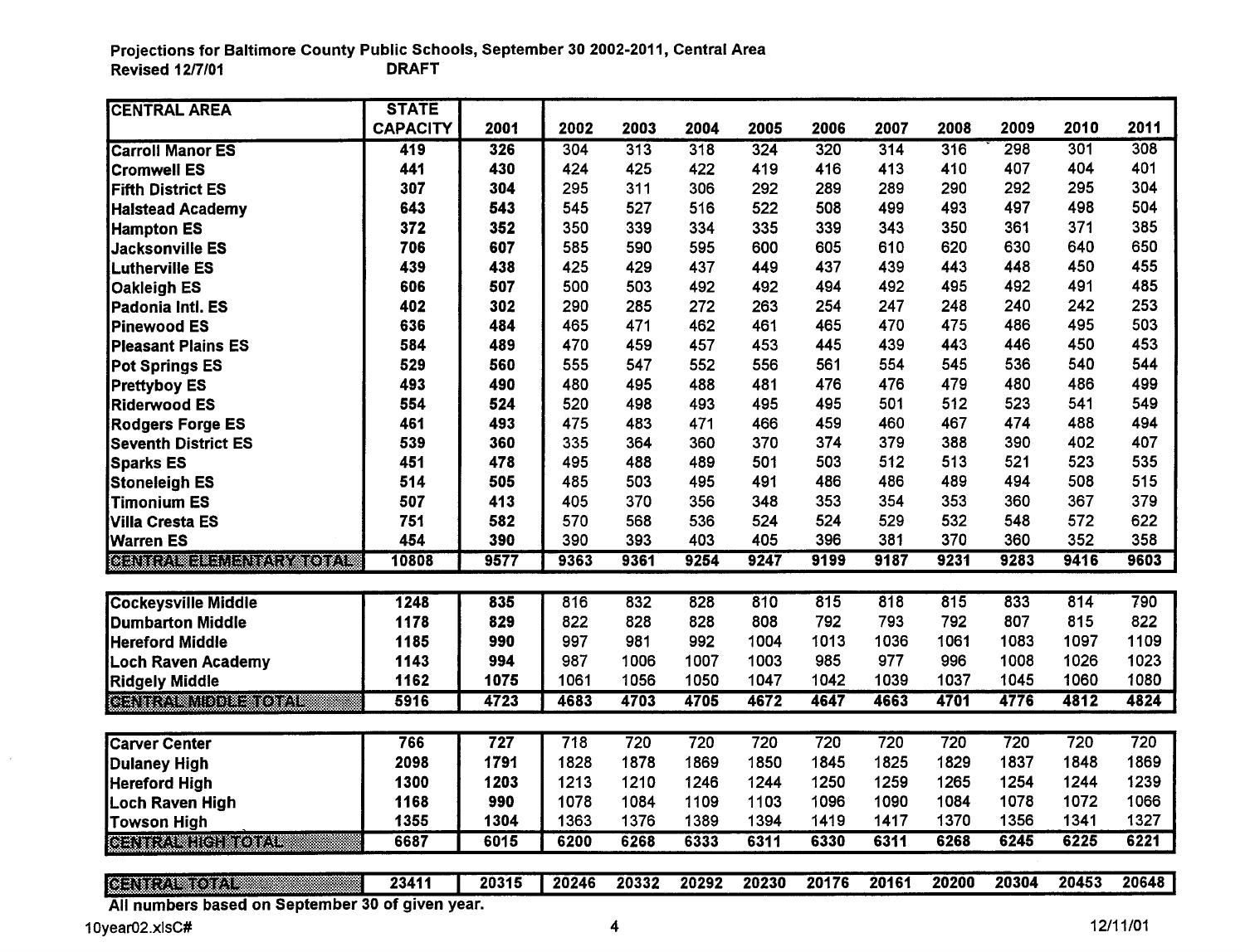**Projections for Baltimore County Public Schools, September 30 2002-2011, Central Area**
**Revised 12/7/01** **DRAFT**

| CENTRAL AREA | STATE CAPACITY | 2001 | 2002 | 2003 | 2004 | 2005 | 2006 | 2007 | 2008 | 2009 | 2010 | 2011 |
|---|---|---|---|---|---|---|---|---|---|---|---|---|
| Carroll Manor ES | 419 | 326 | 304 | 313 | 318 | 324 | 320 | 314 | 316 | 298 | 301 | 308 |
| Cromwell ES | 441 | 430 | 424 | 425 | 422 | 419 | 416 | 413 | 410 | 407 | 404 | 401 |
| Fifth District ES | 307 | 304 | 295 | 311 | 306 | 292 | 289 | 289 | 290 | 292 | 295 | 304 |
| Halstead Academy | 643 | 543 | 545 | 527 | 516 | 522 | 508 | 499 | 493 | 497 | 498 | 504 |
| Hampton ES | 372 | 352 | 350 | 339 | 334 | 335 | 339 | 343 | 350 | 361 | 371 | 385 |
| Jacksonville ES | 706 | 607 | 585 | 590 | 595 | 600 | 605 | 610 | 620 | 630 | 640 | 650 |
| Lutherville ES | 439 | 438 | 425 | 429 | 437 | 449 | 437 | 439 | 443 | 448 | 450 | 455 |
| Oakleigh ES | 606 | 507 | 500 | 503 | 492 | 492 | 494 | 492 | 495 | 492 | 491 | 485 |
| Padonia Intl. ES | 402 | 302 | 290 | 285 | 272 | 263 | 254 | 247 | 248 | 240 | 242 | 253 |
| Pinewood ES | 636 | 484 | 465 | 471 | 462 | 461 | 465 | 470 | 475 | 486 | 495 | 503 |
| Pleasant Plains ES | 584 | 489 | 470 | 459 | 457 | 453 | 445 | 439 | 443 | 446 | 450 | 453 |
| Pot Springs ES | 529 | 560 | 555 | 547 | 552 | 556 | 561 | 554 | 545 | 536 | 540 | 544 |
| Prettyboy ES | 493 | 490 | 480 | 495 | 488 | 481 | 476 | 476 | 479 | 480 | 486 | 499 |
| Riderwood ES | 554 | 524 | 520 | 498 | 493 | 495 | 495 | 501 | 512 | 523 | 541 | 549 |
| Rodgers Forge ES | 461 | 493 | 475 | 483 | 471 | 466 | 459 | 460 | 467 | 474 | 488 | 494 |
| Seventh District ES | 539 | 360 | 335 | 364 | 360 | 370 | 374 | 379 | 388 | 390 | 402 | 407 |
| Sparks ES | 451 | 478 | 495 | 488 | 489 | 501 | 503 | 512 | 513 | 521 | 523 | 535 |
| Stoneleigh ES | 514 | 505 | 485 | 503 | 495 | 491 | 486 | 486 | 489 | 494 | 508 | 515 |
| Timonium ES | 507 | 413 | 405 | 370 | 356 | 348 | 353 | 354 | 353 | 360 | 367 | 379 |
| Villa Cresta ES | 751 | 582 | 570 | 568 | 536 | 524 | 524 | 529 | 532 | 548 | 572 | 622 |
| Warren ES | 454 | 390 | 390 | 393 | 403 | 405 | 396 | 381 | 370 | 360 | 352 | 358 |
| CENTRAL ELEMENTARY TOTAL | 10808 | 9577 | 9363 | 9361 | 9254 | 9247 | 9199 | 9187 | 9231 | 9283 | 9416 | 9603 |
| | | | | | | | | | | | | |
| Cockeysville Middle | 1248 | 835 | 816 | 832 | 828 | 810 | 815 | 818 | 815 | 833 | 814 | 790 |
| Dumbarton Middle | 1178 | 829 | 822 | 828 | 828 | 808 | 792 | 793 | 792 | 807 | 815 | 822 |
| Hereford Middle | 1185 | 990 | 997 | 981 | 992 | 1004 | 1013 | 1036 | 1061 | 1083 | 1097 | 1109 |
| Loch Raven Academy | 1143 | 994 | 987 | 1006 | 1007 | 1003 | 985 | 977 | 996 | 1008 | 1026 | 1023 |
| Ridgely Middle | 1162 | 1075 | 1061 | 1056 | 1050 | 1047 | 1042 | 1039 | 1037 | 1045 | 1060 | 1080 |
| CENTRAL MIDDLE TOTAL | 5916 | 4723 | 4683 | 4703 | 4705 | 4672 | 4647 | 4663 | 4701 | 4776 | 4812 | 4824 |
| | | | | | | | | | | | | |
| Carver Center | 766 | 727 | 718 | 720 | 720 | 720 | 720 | 720 | 720 | 720 | 720 | 720 |
| Dulaney High | 2098 | 1791 | 1828 | 1878 | 1869 | 1850 | 1845 | 1825 | 1829 | 1837 | 1848 | 1869 |
| Hereford High | 1300 | 1203 | 1213 | 1210 | 1246 | 1244 | 1250 | 1259 | 1265 | 1254 | 1244 | 1239 |
| Loch Raven High | 1168 | 990 | 1078 | 1084 | 1109 | 1103 | 1096 | 1090 | 1084 | 1078 | 1072 | 1066 |
| Towson High | 1355 | 1304 | 1363 | 1376 | 1389 | 1394 | 1419 | 1417 | 1370 | 1356 | 1341 | 1327 |
| CENTRAL HIGH TOTAL | 6687 | 6015 | 6200 | 6268 | 6333 | 6311 | 6330 | 6311 | 6268 | 6245 | 6225 | 6221 |
| | | | | | | | | | | | | |
| CENTRAL TOTAL | 23411 | 20315 | 20246 | 20332 | 20292 | 20230 | 20176 | 20161 | 20200 | 20304 | 20453 | 20648 |

**All numbers based on September 30 of given year.**

10year02.xlsC# 12/11/01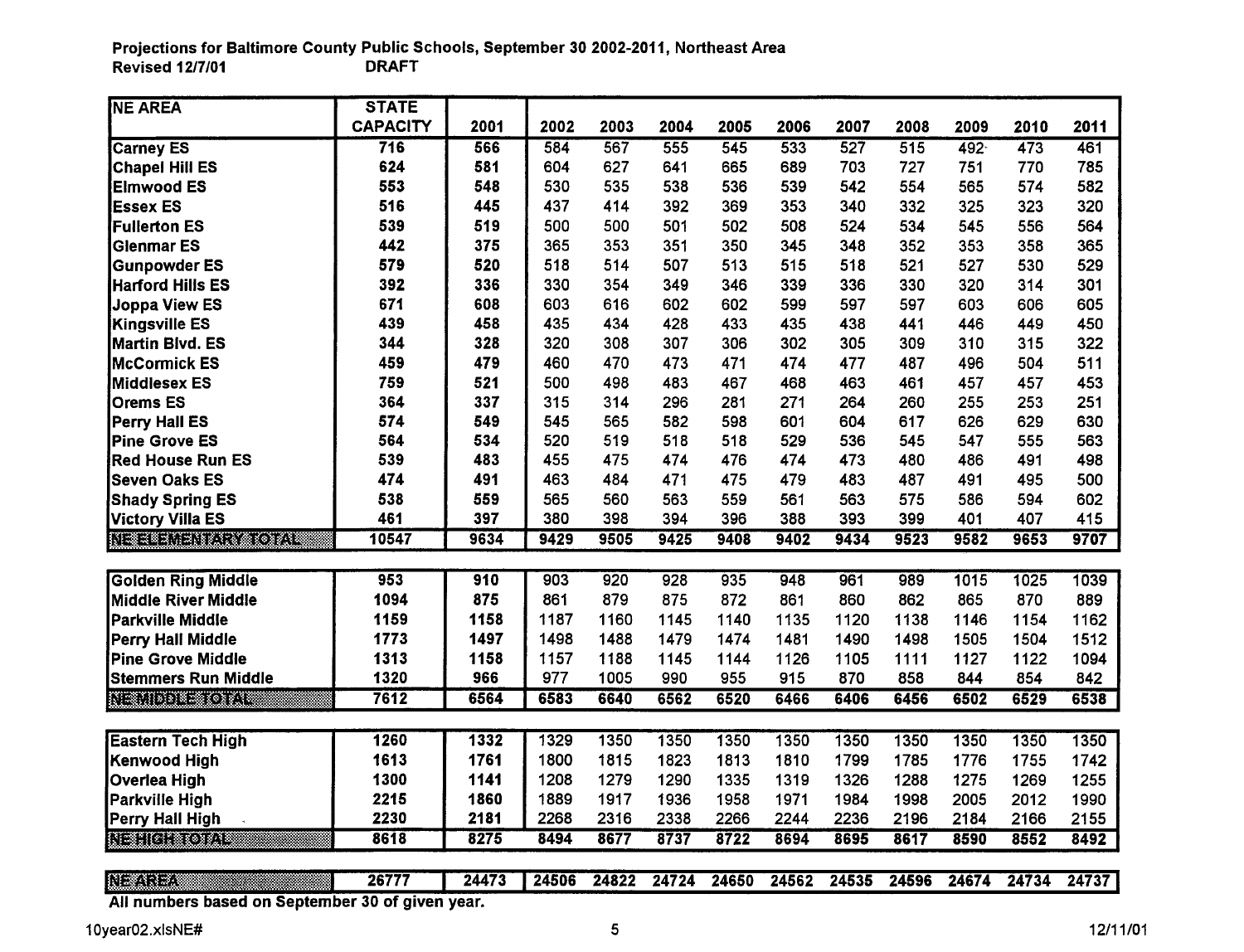**Projections for Baltimore County Public Schools, September 30 2002-2011, Northeast Area**
**Revised 12/7/01** **DRAFT**

| NE AREA | STATE CAPACITY | 2001 | 2002 | 2003 | 2004 | 2005 | 2006 | 2007 | 2008 | 2009 | 2010 | 2011 |
|---|---|---|---|---|---|---|---|---|---|---|---|---|
| Carney ES | 716 | 566 | 584 | 567 | 555 | 545 | 533 | 527 | 515 | 492 | 473 | 461 |
| Chapel Hill ES | 624 | 581 | 604 | 627 | 641 | 665 | 689 | 703 | 727 | 751 | 770 | 785 |
| Elmwood ES | 553 | 548 | 530 | 535 | 538 | 536 | 539 | 542 | 554 | 565 | 574 | 582 |
| Essex ES | 516 | 445 | 437 | 414 | 392 | 369 | 353 | 340 | 332 | 325 | 323 | 320 |
| Fullerton ES | 539 | 519 | 500 | 500 | 501 | 502 | 508 | 524 | 534 | 545 | 556 | 564 |
| Glenmar ES | 442 | 375 | 365 | 353 | 351 | 350 | 345 | 348 | 352 | 353 | 358 | 365 |
| Gunpowder ES | 579 | 520 | 518 | 514 | 507 | 513 | 515 | 518 | 521 | 527 | 530 | 529 |
| Harford Hills ES | 392 | 336 | 330 | 354 | 349 | 346 | 339 | 336 | 330 | 320 | 314 | 301 |
| Joppa View ES | 671 | 608 | 603 | 616 | 602 | 602 | 599 | 597 | 597 | 603 | 606 | 605 |
| Kingsville ES | 439 | 458 | 435 | 434 | 428 | 433 | 435 | 438 | 441 | 446 | 449 | 450 |
| Martin Blvd. ES | 344 | 328 | 320 | 308 | 307 | 306 | 302 | 305 | 309 | 310 | 315 | 322 |
| McCormick ES | 459 | 479 | 460 | 470 | 473 | 471 | 474 | 477 | 487 | 496 | 504 | 511 |
| Middlesex ES | 759 | 521 | 500 | 498 | 483 | 467 | 468 | 463 | 461 | 457 | 457 | 453 |
| Orems ES | 364 | 337 | 315 | 314 | 296 | 281 | 271 | 264 | 260 | 255 | 253 | 251 |
| Perry Hall ES | 574 | 549 | 545 | 565 | 582 | 598 | 601 | 604 | 617 | 626 | 629 | 630 |
| Pine Grove ES | 564 | 534 | 520 | 519 | 518 | 518 | 529 | 536 | 545 | 547 | 555 | 563 |
| Red House Run ES | 539 | 483 | 455 | 475 | 474 | 476 | 474 | 473 | 480 | 486 | 491 | 498 |
| Seven Oaks ES | 474 | 491 | 463 | 484 | 471 | 475 | 479 | 483 | 487 | 491 | 495 | 500 |
| Shady Spring ES | 538 | 559 | 565 | 560 | 563 | 559 | 561 | 563 | 575 | 586 | 594 | 602 |
| Victory Villa ES | 461 | 397 | 380 | 398 | 394 | 396 | 388 | 393 | 399 | 401 | 407 | 415 |
| **NE ELEMENTARY TOTAL** | **10547** | **9634** | **9429** | **9505** | **9425** | **9408** | **9402** | **9434** | **9523** | **9582** | **9653** | **9707** |
| | | | | | | | | | | | | |
| Golden Ring Middle | 953 | 910 | 903 | 920 | 928 | 935 | 948 | 961 | 989 | 1015 | 1025 | 1039 |
| Middle River Middle | 1094 | 875 | 861 | 879 | 875 | 872 | 861 | 860 | 862 | 865 | 870 | 889 |
| Parkville Middle | 1159 | 1158 | 1187 | 1160 | 1145 | 1140 | 1135 | 1120 | 1138 | 1146 | 1154 | 1162 |
| Perry Hall Middle | 1773 | 1497 | 1498 | 1488 | 1479 | 1474 | 1481 | 1490 | 1498 | 1505 | 1504 | 1512 |
| Pine Grove Middle | 1313 | 1158 | 1157 | 1188 | 1145 | 1144 | 1126 | 1105 | 1111 | 1127 | 1122 | 1094 |
| Stemmers Run Middle | 1320 | 966 | 977 | 1005 | 990 | 955 | 915 | 870 | 858 | 844 | 854 | 842 |
| **NE MIDDLE TOTAL** | **7612** | **6564** | **6583** | **6640** | **6562** | **6520** | **6466** | **6406** | **6456** | **6502** | **6529** | **6538** |
| | | | | | | | | | | | | |
| Eastern Tech High | 1260 | 1332 | 1329 | 1350 | 1350 | 1350 | 1350 | 1350 | 1350 | 1350 | 1350 | 1350 |
| Kenwood High | 1613 | 1761 | 1800 | 1815 | 1823 | 1813 | 1810 | 1799 | 1785 | 1776 | 1755 | 1742 |
| Overlea High | 1300 | 1141 | 1208 | 1279 | 1290 | 1335 | 1319 | 1326 | 1288 | 1275 | 1269 | 1255 |
| Parkville High | 2215 | 1860 | 1889 | 1917 | 1936 | 1958 | 1971 | 1984 | 1998 | 2005 | 2012 | 1990 |
| Perry Hall High | 2230 | 2181 | 2268 | 2316 | 2338 | 2266 | 2244 | 2236 | 2196 | 2184 | 2166 | 2155 |
| **NE HIGH TOTAL** | **8618** | **8275** | **8494** | **8677** | **8737** | **8722** | **8694** | **8695** | **8617** | **8590** | **8552** | **8492** |
| | | | | | | | | | | | | |
| **NE AREA** | **26777** | **24473** | **24506** | **24822** | **24724** | **24650** | **24562** | **24535** | **24596** | **24674** | **24734** | **24737** |

**All numbers based on September 30 of given year.**

10year02.xlsNE#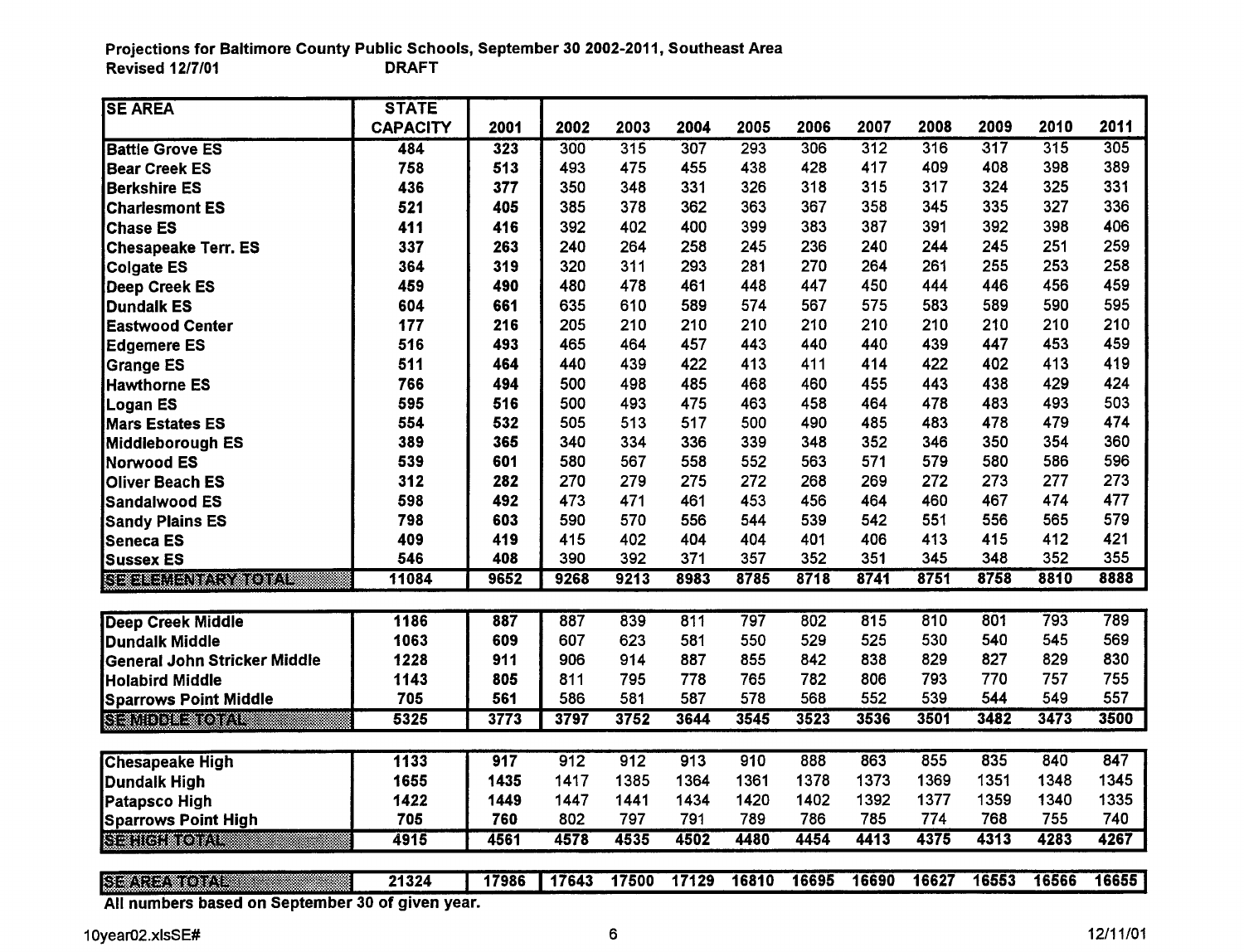**Projections for Baltimore County Public Schools, September 30 2002-2011, Southeast Area**
**Revised 12/7/01** **DRAFT**

| SE AREA | STATE CAPACITY | 2001 | 2002 | 2003 | 2004 | 2005 | 2006 | 2007 | 2008 | 2009 | 2010 | 2011 |
|---|---|---|---|---|---|---|---|---|---|---|---|---|
| Battle Grove ES | 484 | 323 | 300 | 315 | 307 | 293 | 306 | 312 | 316 | 317 | 315 | 305 |
| Bear Creek ES | 758 | 513 | 493 | 475 | 455 | 438 | 428 | 417 | 409 | 408 | 398 | 389 |
| Berkshire ES | 436 | 377 | 350 | 348 | 331 | 326 | 318 | 315 | 317 | 324 | 325 | 331 |
| Charlesmont ES | 521 | 405 | 385 | 378 | 362 | 363 | 367 | 358 | 345 | 335 | 327 | 336 |
| Chase ES | 411 | 416 | 392 | 402 | 400 | 399 | 383 | 387 | 391 | 392 | 398 | 406 |
| Chesapeake Terr. ES | 337 | 263 | 240 | 264 | 258 | 245 | 236 | 240 | 244 | 245 | 251 | 259 |
| Colgate ES | 364 | 319 | 320 | 311 | 293 | 281 | 270 | 264 | 261 | 255 | 253 | 258 |
| Deep Creek ES | 459 | 490 | 480 | 478 | 461 | 448 | 447 | 450 | 444 | 446 | 456 | 459 |
| Dundalk ES | 604 | 661 | 635 | 610 | 589 | 574 | 567 | 575 | 583 | 589 | 590 | 595 |
| Eastwood Center | 177 | 216 | 205 | 210 | 210 | 210 | 210 | 210 | 210 | 210 | 210 | 210 |
| Edgemere ES | 516 | 493 | 465 | 464 | 457 | 443 | 440 | 440 | 439 | 447 | 453 | 459 |
| Grange ES | 511 | 464 | 440 | 439 | 422 | 413 | 411 | 414 | 422 | 402 | 413 | 419 |
| Hawthorne ES | 766 | 494 | 500 | 498 | 485 | 468 | 460 | 455 | 443 | 438 | 429 | 424 |
| Logan ES | 595 | 516 | 500 | 493 | 475 | 463 | 458 | 464 | 478 | 483 | 493 | 503 |
| Mars Estates ES | 554 | 532 | 505 | 513 | 517 | 500 | 490 | 485 | 483 | 478 | 479 | 474 |
| Middleborough ES | 389 | 365 | 340 | 334 | 336 | 339 | 348 | 352 | 346 | 350 | 354 | 360 |
| Norwood ES | 539 | 601 | 580 | 567 | 558 | 552 | 563 | 571 | 579 | 580 | 586 | 596 |
| Oliver Beach ES | 312 | 282 | 270 | 279 | 275 | 272 | 268 | 269 | 272 | 273 | 277 | 273 |
| Sandalwood ES | 598 | 492 | 473 | 471 | 461 | 453 | 456 | 464 | 460 | 467 | 474 | 477 |
| Sandy Plains ES | 798 | 603 | 590 | 570 | 556 | 544 | 539 | 542 | 551 | 556 | 565 | 579 |
| Seneca ES | 409 | 419 | 415 | 402 | 404 | 404 | 401 | 406 | 413 | 415 | 412 | 421 |
| Sussex ES | 546 | 408 | 390 | 392 | 371 | 357 | 352 | 351 | 345 | 348 | 352 | 355 |
| **SE ELEMENTARY TOTAL** | **11084** | **9652** | **9268** | **9213** | **8983** | **8785** | **8718** | **8741** | **8751** | **8758** | **8810** | **8888** |
| | | | | | | | | | | | | |
| Deep Creek Middle | 1186 | 887 | 887 | 839 | 811 | 797 | 802 | 815 | 810 | 801 | 793 | 789 |
| Dundalk Middle | 1063 | 609 | 607 | 623 | 581 | 550 | 529 | 525 | 530 | 540 | 545 | 569 |
| General John Stricker Middle | 1228 | 911 | 906 | 914 | 887 | 855 | 842 | 838 | 829 | 827 | 829 | 830 |
| Holabird Middle | 1143 | 805 | 811 | 795 | 778 | 765 | 782 | 806 | 793 | 770 | 757 | 755 |
| Sparrows Point Middle | 705 | 561 | 586 | 581 | 587 | 578 | 568 | 552 | 539 | 544 | 549 | 557 |
| **SE MIDDLE TOTAL** | **5325** | **3773** | **3797** | **3752** | **3644** | **3545** | **3523** | **3536** | **3501** | **3482** | **3473** | **3500** |
| | | | | | | | | | | | | |
| Chesapeake High | 1133 | 917 | 912 | 912 | 913 | 910 | 888 | 863 | 855 | 835 | 840 | 847 |
| Dundalk High | 1655 | 1435 | 1417 | 1385 | 1364 | 1361 | 1378 | 1373 | 1369 | 1351 | 1348 | 1345 |
| Patapsco High | 1422 | 1449 | 1447 | 1441 | 1434 | 1420 | 1402 | 1392 | 1377 | 1359 | 1340 | 1335 |
| Sparrows Point High | 705 | 760 | 802 | 797 | 791 | 789 | 786 | 785 | 774 | 768 | 755 | 740 |
| **SE HIGH TOTAL** | **4915** | **4561** | **4578** | **4535** | **4502** | **4480** | **4454** | **4413** | **4375** | **4313** | **4283** | **4267** |
| | | | | | | | | | | | | |
| **SE AREA TOTAL** | **21324** | **17986** | **17643** | **17500** | **17129** | **16810** | **16695** | **16690** | **16627** | **16553** | **16566** | **16655** |

**All numbers based on September 30 of given year.**

10year02.xlsSE# 12/11/01